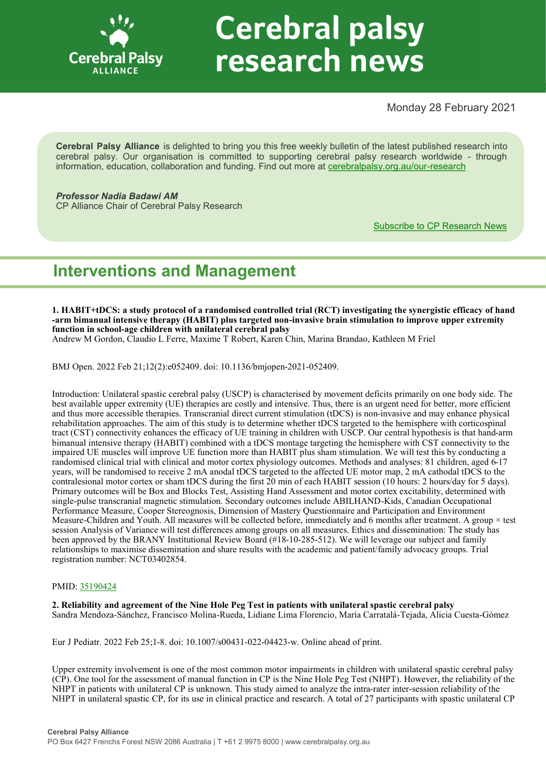# Cerebral palsy research news

Monday 28 February 2021

**Cerebral Palsy Alliance** is delighted to bring you this free weekly bulletin of the latest published research into cerebral palsy. Our organisation is committed to supporting cerebral palsy research worldwide - through information, education, collaboration and funding. Find out more at cerebralpalsy.org.au/our-research

***Professor Nadia Badawi AM***
CP Alliance Chair of Cerebral Palsy Research

Subscribe to CP Research News

## Interventions and Management

**1. HABIT+tDCS: a study protocol of a randomised controlled trial (RCT) investigating the synergistic efficacy of hand-arm bimanual intensive therapy (HABIT) plus targeted non-invasive brain stimulation to improve upper extremity function in school-age children with unilateral cerebral palsy**
Andrew M Gordon, Claudio L Ferre, Maxime T Robert, Karen Chin, Marina Brandao, Kathleen M Friel

BMJ Open. 2022 Feb 21;12(2):e052409. doi: 10.1136/bmjopen-2021-052409.

Introduction: Unilateral spastic cerebral palsy (USCP) is characterised by movement deficits primarily on one body side. The best available upper extremity (UE) therapies are costly and intensive. Thus, there is an urgent need for better, more efficient and thus more accessible therapies. Transcranial direct current stimulation (tDCS) is non-invasive and may enhance physical rehabilitation approaches. The aim of this study is to determine whether tDCS targeted to the hemisphere with corticospinal tract (CST) connectivity enhances the efficacy of UE training in children with USCP. Our central hypothesis is that hand-arm bimanual intensive therapy (HABIT) combined with a tDCS montage targeting the hemisphere with CST connectivity to the impaired UE muscles will improve UE function more than HABIT plus sham stimulation. We will test this by conducting a randomised clinical trial with clinical and motor cortex physiology outcomes. Methods and analyses: 81 children, aged 6-17 years, will be randomised to receive 2 mA anodal tDCS targeted to the affected UE motor map, 2 mA cathodal tDCS to the contralesional motor cortex or sham tDCS during the first 20 min of each HABIT session (10 hours: 2 hours/day for 5 days). Primary outcomes will be Box and Blocks Test, Assisting Hand Assessment and motor cortex excitability, determined with single-pulse transcranial magnetic stimulation. Secondary outcomes include ABILHAND-Kids, Canadian Occupational Performance Measure, Cooper Stereognosis, Dimension of Mastery Questionnaire and Participation and Environment Measure-Children and Youth. All measures will be collected before, immediately and 6 months after treatment. A group × test session Analysis of Variance will test differences among groups on all measures. Ethics and dissemination: The study has been approved by the BRANY Institutional Review Board (#18-10-285-512). We will leverage our subject and family relationships to maximise dissemination and share results with the academic and patient/family advocacy groups. Trial registration number: NCT03402854.

PMID: 35190424

**2. Reliability and agreement of the Nine Hole Peg Test in patients with unilateral spastic cerebral palsy**
Sandra Mendoza-Sánchez, Francisco Molina-Rueda, Lidiane Lima Florencio, María Carratalá-Tejada, Alicia Cuesta-Gómez

Eur J Pediatr. 2022 Feb 25;1-8. doi: 10.1007/s00431-022-04423-w. Online ahead of print.

Upper extremity involvement is one of the most common motor impairments in children with unilateral spastic cerebral palsy (CP). One tool for the assessment of manual function in CP is the Nine Hole Peg Test (NHPT). However, the reliability of the NHPT in patients with unilateral CP is unknown. This study aimed to analyze the intra-rater inter-session reliability of the NHPT in unilateral spastic CP, for its use in clinical practice and research. A total of 27 participants with spastic unilateral CP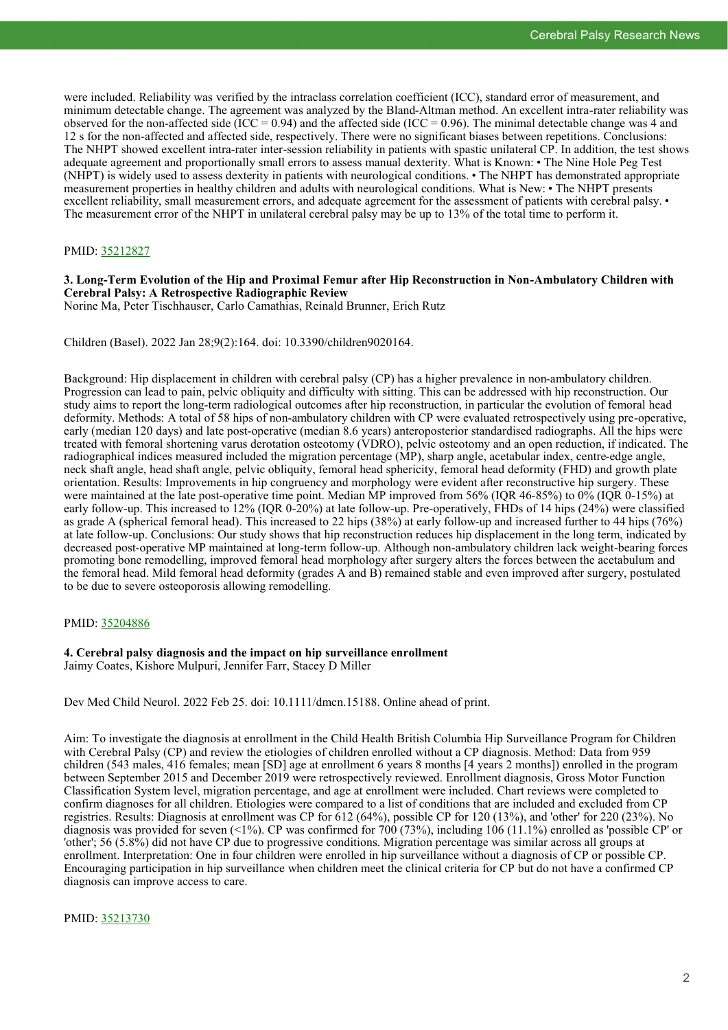were included. Reliability was verified by the intraclass correlation coefficient (ICC), standard error of measurement, and minimum detectable change. The agreement was analyzed by the Bland-Altman method. An excellent intra-rater reliability was observed for the non-affected side (ICC = 0.94) and the affected side (ICC = 0.96). The minimal detectable change was 4 and 12 s for the non-affected and affected side, respectively. There were no significant biases between repetitions. Conclusions: The NHPT showed excellent intra-rater inter-session reliability in patients with spastic unilateral CP. In addition, the test shows adequate agreement and proportionally small errors to assess manual dexterity. What is Known: • The Nine Hole Peg Test (NHPT) is widely used to assess dexterity in patients with neurological conditions. • The NHPT has demonstrated appropriate measurement properties in healthy children and adults with neurological conditions. What is New: • The NHPT presents excellent reliability, small measurement errors, and adequate agreement for the assessment of patients with cerebral palsy. • The measurement error of the NHPT in unilateral cerebral palsy may be up to 13% of the total time to perform it.

PMID: 35212827

### 3. Long-Term Evolution of the Hip and Proximal Femur after Hip Reconstruction in Non-Ambulatory Children with Cerebral Palsy: A Retrospective Radiographic Review

Norine Ma, Peter Tischhauser, Carlo Camathias, Reinald Brunner, Erich Rutz

Children (Basel). 2022 Jan 28;9(2):164. doi: 10.3390/children9020164.

Background: Hip displacement in children with cerebral palsy (CP) has a higher prevalence in non-ambulatory children. Progression can lead to pain, pelvic obliquity and difficulty with sitting. This can be addressed with hip reconstruction. Our study aims to report the long-term radiological outcomes after hip reconstruction, in particular the evolution of femoral head deformity. Methods: A total of 58 hips of non-ambulatory children with CP were evaluated retrospectively using pre-operative, early (median 120 days) and late post-operative (median 8.6 years) anteroposterior standardised radiographs. All the hips were treated with femoral shortening varus derotation osteotomy (VDRO), pelvic osteotomy and an open reduction, if indicated. The radiographical indices measured included the migration percentage (MP), sharp angle, acetabular index, centre-edge angle, neck shaft angle, head shaft angle, pelvic obliquity, femoral head sphericity, femoral head deformity (FHD) and growth plate orientation. Results: Improvements in hip congruency and morphology were evident after reconstructive hip surgery. These were maintained at the late post-operative time point. Median MP improved from 56% (IQR 46-85%) to 0% (IQR 0-15%) at early follow-up. This increased to 12% (IQR 0-20%) at late follow-up. Pre-operatively, FHDs of 14 hips (24%) were classified as grade A (spherical femoral head). This increased to 22 hips (38%) at early follow-up and increased further to 44 hips (76%) at late follow-up. Conclusions: Our study shows that hip reconstruction reduces hip displacement in the long term, indicated by decreased post-operative MP maintained at long-term follow-up. Although non-ambulatory children lack weight-bearing forces promoting bone remodelling, improved femoral head morphology after surgery alters the forces between the acetabulum and the femoral head. Mild femoral head deformity (grades A and B) remained stable and even improved after surgery, postulated to be due to severe osteoporosis allowing remodelling.

PMID: 35204886

### 4. Cerebral palsy diagnosis and the impact on hip surveillance enrollment

Jaimy Coates, Kishore Mulpuri, Jennifer Farr, Stacey D Miller

Dev Med Child Neurol. 2022 Feb 25. doi: 10.1111/dmcn.15188. Online ahead of print.

Aim: To investigate the diagnosis at enrollment in the Child Health British Columbia Hip Surveillance Program for Children with Cerebral Palsy (CP) and review the etiologies of children enrolled without a CP diagnosis. Method: Data from 959 children (543 males, 416 females; mean [SD] age at enrollment 6 years 8 months [4 years 2 months]) enrolled in the program between September 2015 and December 2019 were retrospectively reviewed. Enrollment diagnosis, Gross Motor Function Classification System level, migration percentage, and age at enrollment were included. Chart reviews were completed to confirm diagnoses for all children. Etiologies were compared to a list of conditions that are included and excluded from CP registries. Results: Diagnosis at enrollment was CP for 612 (64%), possible CP for 120 (13%), and 'other' for 220 (23%). No diagnosis was provided for seven (<1%). CP was confirmed for 700 (73%), including 106 (11.1%) enrolled as 'possible CP' or 'other'; 56 (5.8%) did not have CP due to progressive conditions. Migration percentage was similar across all groups at enrollment. Interpretation: One in four children were enrolled in hip surveillance without a diagnosis of CP or possible CP. Encouraging participation in hip surveillance when children meet the clinical criteria for CP but do not have a confirmed CP diagnosis can improve access to care.

PMID: 35213730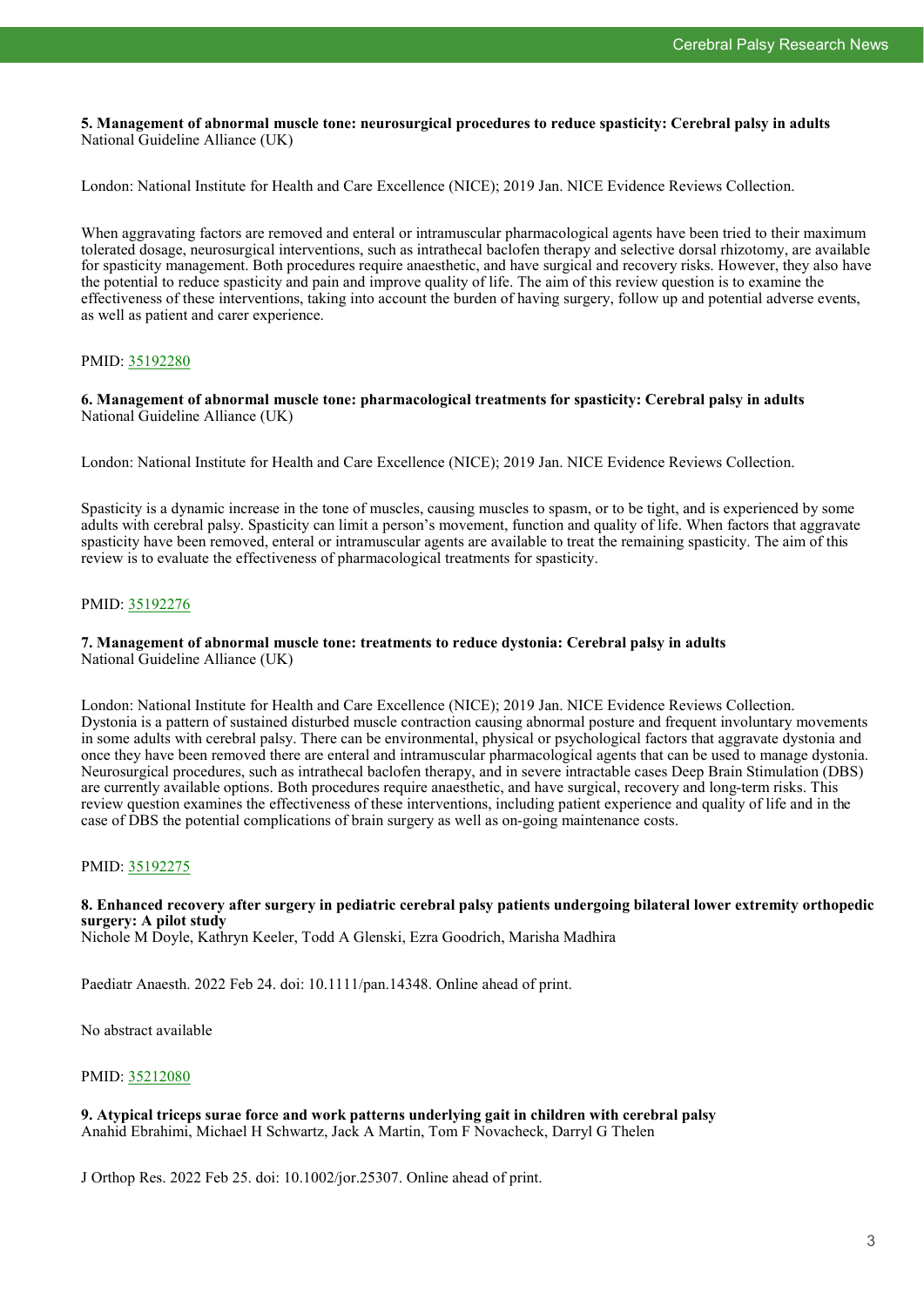**5. Management of abnormal muscle tone: neurosurgical procedures to reduce spasticity: Cerebral palsy in adults**
National Guideline Alliance (UK)

London: National Institute for Health and Care Excellence (NICE); 2019 Jan. NICE Evidence Reviews Collection.

When aggravating factors are removed and enteral or intramuscular pharmacological agents have been tried to their maximum tolerated dosage, neurosurgical interventions, such as intrathecal baclofen therapy and selective dorsal rhizotomy, are available for spasticity management. Both procedures require anaesthetic, and have surgical and recovery risks. However, they also have the potential to reduce spasticity and pain and improve quality of life. The aim of this review question is to examine the effectiveness of these interventions, taking into account the burden of having surgery, follow up and potential adverse events, as well as patient and carer experience.

PMID: 35192280

**6. Management of abnormal muscle tone: pharmacological treatments for spasticity: Cerebral palsy in adults**
National Guideline Alliance (UK)

London: National Institute for Health and Care Excellence (NICE); 2019 Jan. NICE Evidence Reviews Collection.

Spasticity is a dynamic increase in the tone of muscles, causing muscles to spasm, or to be tight, and is experienced by some adults with cerebral palsy. Spasticity can limit a person's movement, function and quality of life. When factors that aggravate spasticity have been removed, enteral or intramuscular agents are available to treat the remaining spasticity. The aim of this review is to evaluate the effectiveness of pharmacological treatments for spasticity.

PMID: 35192276

**7. Management of abnormal muscle tone: treatments to reduce dystonia: Cerebral palsy in adults**
National Guideline Alliance (UK)

London: National Institute for Health and Care Excellence (NICE); 2019 Jan. NICE Evidence Reviews Collection.
Dystonia is a pattern of sustained disturbed muscle contraction causing abnormal posture and frequent involuntary movements in some adults with cerebral palsy. There can be environmental, physical or psychological factors that aggravate dystonia and once they have been removed there are enteral and intramuscular pharmacological agents that can be used to manage dystonia. Neurosurgical procedures, such as intrathecal baclofen therapy, and in severe intractable cases Deep Brain Stimulation (DBS) are currently available options. Both procedures require anaesthetic, and have surgical, recovery and long-term risks. This review question examines the effectiveness of these interventions, including patient experience and quality of life and in the case of DBS the potential complications of brain surgery as well as on-going maintenance costs.

PMID: 35192275

**8. Enhanced recovery after surgery in pediatric cerebral palsy patients undergoing bilateral lower extremity orthopedic surgery: A pilot study**
Nichole M Doyle, Kathryn Keeler, Todd A Glenski, Ezra Goodrich, Marisha Madhira

Paediatr Anaesth. 2022 Feb 24. doi: 10.1111/pan.14348. Online ahead of print.

No abstract available

PMID: 35212080

**9. Atypical triceps surae force and work patterns underlying gait in children with cerebral palsy**
Anahid Ebrahimi, Michael H Schwartz, Jack A Martin, Tom F Novacheck, Darryl G Thelen

J Orthop Res. 2022 Feb 25. doi: 10.1002/jor.25307. Online ahead of print.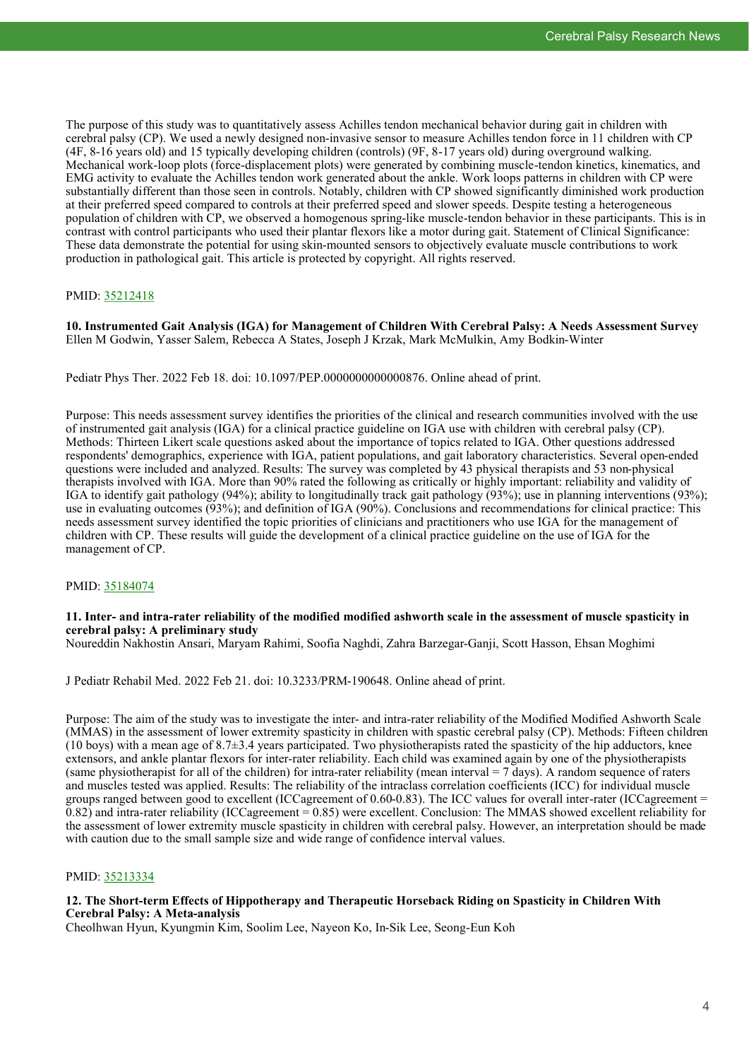The purpose of this study was to quantitatively assess Achilles tendon mechanical behavior during gait in children with cerebral palsy (CP). We used a newly designed non-invasive sensor to measure Achilles tendon force in 11 children with CP (4F, 8-16 years old) and 15 typically developing children (controls) (9F, 8-17 years old) during overground walking. Mechanical work-loop plots (force-displacement plots) were generated by combining muscle-tendon kinetics, kinematics, and EMG activity to evaluate the Achilles tendon work generated about the ankle. Work loops patterns in children with CP were substantially different than those seen in controls. Notably, children with CP showed significantly diminished work production at their preferred speed compared to controls at their preferred speed and slower speeds. Despite testing a heterogeneous population of children with CP, we observed a homogenous spring-like muscle-tendon behavior in these participants. This is in contrast with control participants who used their plantar flexors like a motor during gait. Statement of Clinical Significance: These data demonstrate the potential for using skin-mounted sensors to objectively evaluate muscle contributions to work production in pathological gait. This article is protected by copyright. All rights reserved.

PMID: 35212418

**10. Instrumented Gait Analysis (IGA) for Management of Children With Cerebral Palsy: A Needs Assessment Survey**
Ellen M Godwin, Yasser Salem, Rebecca A States, Joseph J Krzak, Mark McMulkin, Amy Bodkin-Winter

Pediatr Phys Ther. 2022 Feb 18. doi: 10.1097/PEP.0000000000000876. Online ahead of print.

Purpose: This needs assessment survey identifies the priorities of the clinical and research communities involved with the use of instrumented gait analysis (IGA) for a clinical practice guideline on IGA use with children with cerebral palsy (CP). Methods: Thirteen Likert scale questions asked about the importance of topics related to IGA. Other questions addressed respondents' demographics, experience with IGA, patient populations, and gait laboratory characteristics. Several open-ended questions were included and analyzed. Results: The survey was completed by 43 physical therapists and 53 non-physical therapists involved with IGA. More than 90% rated the following as critically or highly important: reliability and validity of IGA to identify gait pathology (94%); ability to longitudinally track gait pathology (93%); use in planning interventions (93%); use in evaluating outcomes (93%); and definition of IGA (90%). Conclusions and recommendations for clinical practice: This needs assessment survey identified the topic priorities of clinicians and practitioners who use IGA for the management of children with CP. These results will guide the development of a clinical practice guideline on the use of IGA for the management of CP.

PMID: 35184074

**11. Inter- and intra-rater reliability of the modified modified ashworth scale in the assessment of muscle spasticity in cerebral palsy: A preliminary study**
Noureddin Nakhostin Ansari, Maryam Rahimi, Soofia Naghdi, Zahra Barzegar-Ganji, Scott Hasson, Ehsan Moghimi

J Pediatr Rehabil Med. 2022 Feb 21. doi: 10.3233/PRM-190648. Online ahead of print.

Purpose: The aim of the study was to investigate the inter- and intra-rater reliability of the Modified Modified Ashworth Scale (MMAS) in the assessment of lower extremity spasticity in children with spastic cerebral palsy (CP). Methods: Fifteen children (10 boys) with a mean age of 8.7±3.4 years participated. Two physiotherapists rated the spasticity of the hip adductors, knee extensors, and ankle plantar flexors for inter-rater reliability. Each child was examined again by one of the physiotherapists (same physiotherapist for all of the children) for intra-rater reliability (mean interval = 7 days). A random sequence of raters and muscles tested was applied. Results: The reliability of the intraclass correlation coefficients (ICC) for individual muscle groups ranged between good to excellent (ICCagreement of 0.60-0.83). The ICC values for overall inter-rater (ICCagreement = 0.82) and intra-rater reliability (ICCagreement = 0.85) were excellent. Conclusion: The MMAS showed excellent reliability for the assessment of lower extremity muscle spasticity in children with cerebral palsy. However, an interpretation should be made with caution due to the small sample size and wide range of confidence interval values.

PMID: 35213334

**12. The Short-term Effects of Hippotherapy and Therapeutic Horseback Riding on Spasticity in Children With Cerebral Palsy: A Meta-analysis**
Cheolhwan Hyun, Kyungmin Kim, Soolim Lee, Nayeon Ko, In-Sik Lee, Seong-Eun Koh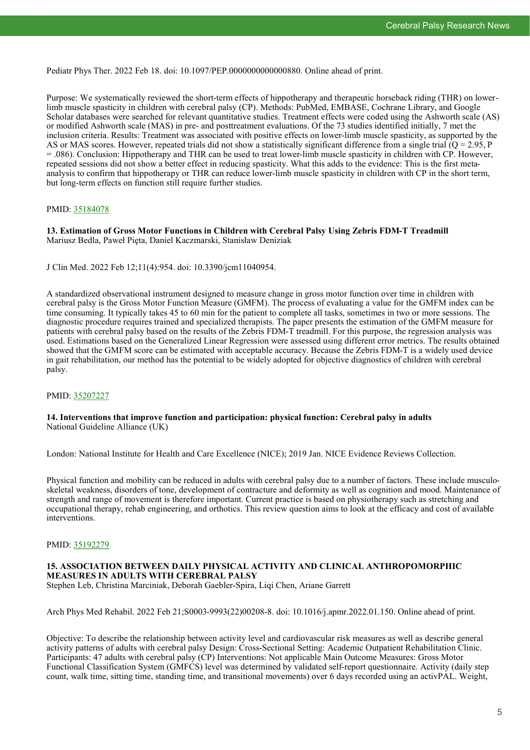Pediatr Phys Ther. 2022 Feb 18. doi: 10.1097/PEP.0000000000000880. Online ahead of print.

Purpose: We systematically reviewed the short-term effects of hippotherapy and therapeutic horseback riding (THR) on lower-limb muscle spasticity in children with cerebral palsy (CP). Methods: PubMed, EMBASE, Cochrane Library, and Google Scholar databases were searched for relevant quantitative studies. Treatment effects were coded using the Ashworth scale (AS) or modified Ashworth scale (MAS) in pre- and posttreatment evaluations. Of the 73 studies identified initially, 7 met the inclusion criteria. Results: Treatment was associated with positive effects on lower-limb muscle spasticity, as supported by the AS or MAS scores. However, repeated trials did not show a statistically significant difference from a single trial ($Q = 2.95$, $P = .086$). Conclusion: Hippotherapy and THR can be used to treat lower-limb muscle spasticity in children with CP. However, repeated sessions did not show a better effect in reducing spasticity. What this adds to the evidence: This is the first meta-analysis to confirm that hippotherapy or THR can reduce lower-limb muscle spasticity in children with CP in the short term, but long-term effects on function still require further studies.

PMID: [35184078](35184078)

**13. Estimation of Gross Motor Functions in Children with Cerebral Palsy Using Zebris FDM-T Treadmill**
Mariusz Bedla, Paweł Pięta, Daniel Kaczmarski, Stanisław Deniziak

J Clin Med. 2022 Feb 12;11(4):954. doi: 10.3390/jcm11040954.

A standardized observational instrument designed to measure change in gross motor function over time in children with cerebral palsy is the Gross Motor Function Measure (GMFM). The process of evaluating a value for the GMFM index can be time consuming. It typically takes 45 to 60 min for the patient to complete all tasks, sometimes in two or more sessions. The diagnostic procedure requires trained and specialized therapists. The paper presents the estimation of the GMFM measure for patients with cerebral palsy based on the results of the Zebris FDM-T treadmill. For this purpose, the regression analysis was used. Estimations based on the Generalized Linear Regression were assessed using different error metrics. The results obtained showed that the GMFM score can be estimated with acceptable accuracy. Because the Zebris FDM-T is a widely used device in gait rehabilitation, our method has the potential to be widely adopted for objective diagnostics of children with cerebral palsy.

PMID: [35207227](35207227)

**14. Interventions that improve function and participation: physical function: Cerebral palsy in adults**
National Guideline Alliance (UK)

London: National Institute for Health and Care Excellence (NICE); 2019 Jan. NICE Evidence Reviews Collection.

Physical function and mobility can be reduced in adults with cerebral palsy due to a number of factors. These include musculo-skeletal weakness, disorders of tone, development of contracture and deformity as well as cognition and mood. Maintenance of strength and range of movement is therefore important. Current practice is based on physiotherapy such as stretching and occupational therapy, rehab engineering, and orthotics. This review question aims to look at the efficacy and cost of available interventions.

PMID: [35192279](35192279)

**15. ASSOCIATION BETWEEN DAILY PHYSICAL ACTIVITY AND CLINICAL ANTHROPOMORPHIC MEASURES IN ADULTS WITH CEREBRAL PALSY**
Stephen Leb, Christina Marciniak, Deborah Gaebler-Spira, Liqi Chen, Ariane Garrett

Arch Phys Med Rehabil. 2022 Feb 21;S0003-9993(22)00208-8. doi: 10.1016/j.apmr.2022.01.150. Online ahead of print.

Objective: To describe the relationship between activity level and cardiovascular risk measures as well as describe general activity patterns of adults with cerebral palsy Design: Cross-Sectional Setting: Academic Outpatient Rehabilitation Clinic. Participants: 47 adults with cerebral palsy (CP) Interventions: Not applicable Main Outcome Measures: Gross Motor Functional Classification System (GMFCS) level was determined by validated self-report questionnaire. Activity (daily step count, walk time, sitting time, standing time, and transitional movements) over 6 days recorded using an activPAL. Weight,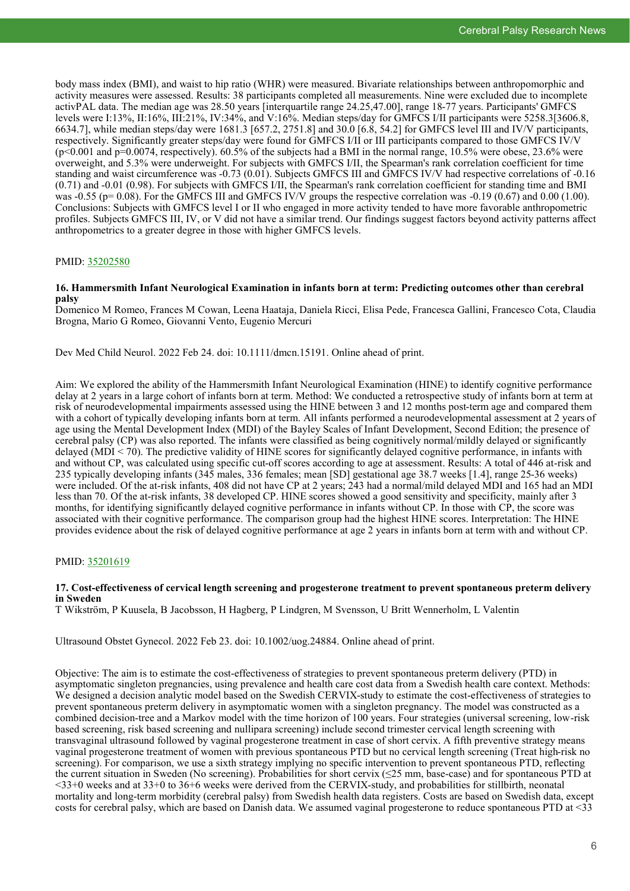body mass index (BMI), and waist to hip ratio (WHR) were measured. Bivariate relationships between anthropomorphic and activity measures were assessed. Results: 38 participants completed all measurements. Nine were excluded due to incomplete activPAL data. The median age was 28.50 years [interquartile range 24.25,47.00], range 18-77 years. Participants' GMFCS levels were I:13%, II:16%, III:21%, IV:34%, and V:16%. Median steps/day for GMFCS I/II participants were 5258.3[3606.8, 6634.7], while median steps/day were 1681.3 [657.2, 2751.8] and 30.0 [6.8, 54.2] for GMFCS level III and IV/V participants, respectively. Significantly greater steps/day were found for GMFCS I/II or III participants compared to those GMFCS IV/V ($p<0.001$ and $p=0.0074$, respectively). 60.5% of the subjects had a BMI in the normal range, 10.5% were obese, 23.6% were overweight, and 5.3% were underweight. For subjects with GMFCS I/II, the Spearman's rank correlation coefficient for time standing and waist circumference was -0.73 (0.01). Subjects GMFCS III and GMFCS IV/V had respective correlations of -0.16 (0.71) and -0.01 (0.98). For subjects with GMFCS I/II, the Spearman's rank correlation coefficient for standing time and BMI was -0.55 ($p= 0.08$). For the GMFCS III and GMFCS IV/V groups the respective correlation was -0.19 (0.67) and 0.00 (1.00). Conclusions: Subjects with GMFCS level I or II who engaged in more activity tended to have more favorable anthropometric profiles. Subjects GMFCS III, IV, or V did not have a similar trend. Our findings suggest factors beyond activity patterns affect anthropometrics to a greater degree in those with higher GMFCS levels.

PMID: 35202580

### 16. Hammersmith Infant Neurological Examination in infants born at term: Predicting outcomes other than cerebral palsy

Domenico M Romeo, Frances M Cowan, Leena Haataja, Daniela Ricci, Elisa Pede, Francesca Gallini, Francesco Cota, Claudia Brogna, Mario G Romeo, Giovanni Vento, Eugenio Mercuri

Dev Med Child Neurol. 2022 Feb 24. doi: 10.1111/dmcn.15191. Online ahead of print.

Aim: We explored the ability of the Hammersmith Infant Neurological Examination (HINE) to identify cognitive performance delay at 2 years in a large cohort of infants born at term. Method: We conducted a retrospective study of infants born at term at risk of neurodevelopmental impairments assessed using the HINE between 3 and 12 months post-term age and compared them with a cohort of typically developing infants born at term. All infants performed a neurodevelopmental assessment at 2 years of age using the Mental Development Index (MDI) of the Bayley Scales of Infant Development, Second Edition; the presence of cerebral palsy (CP) was also reported. The infants were classified as being cognitively normal/mildly delayed or significantly delayed (MDI < 70). The predictive validity of HINE scores for significantly delayed cognitive performance, in infants with and without CP, was calculated using specific cut-off scores according to age at assessment. Results: A total of 446 at-risk and 235 typically developing infants (345 males, 336 females; mean [SD] gestational age 38.7 weeks [1.4], range 25-36 weeks) were included. Of the at-risk infants, 408 did not have CP at 2 years; 243 had a normal/mild delayed MDI and 165 had an MDI less than 70. Of the at-risk infants, 38 developed CP. HINE scores showed a good sensitivity and specificity, mainly after 3 months, for identifying significantly delayed cognitive performance in infants without CP. In those with CP, the score was associated with their cognitive performance. The comparison group had the highest HINE scores. Interpretation: The HINE provides evidence about the risk of delayed cognitive performance at age 2 years in infants born at term with and without CP.

PMID: 35201619

### 17. Cost-effectiveness of cervical length screening and progesterone treatment to prevent spontaneous preterm delivery in Sweden

T Wikström, P Kuusela, B Jacobsson, H Hagberg, P Lindgren, M Svensson, U Britt Wennerholm, L Valentin

Ultrasound Obstet Gynecol. 2022 Feb 23. doi: 10.1002/uog.24884. Online ahead of print.

Objective: The aim is to estimate the cost-effectiveness of strategies to prevent spontaneous preterm delivery (PTD) in asymptomatic singleton pregnancies, using prevalence and health care cost data from a Swedish health care context. Methods: We designed a decision analytic model based on the Swedish CERVIX-study to estimate the cost-effectiveness of strategies to prevent spontaneous preterm delivery in asymptomatic women with a singleton pregnancy. The model was constructed as a combined decision-tree and a Markov model with the time horizon of 100 years. Four strategies (universal screening, low-risk based screening, risk based screening and nullipara screening) include second trimester cervical length screening with transvaginal ultrasound followed by vaginal progesterone treatment in case of short cervix. A fifth preventive strategy means vaginal progesterone treatment of women with previous spontaneous PTD but no cervical length screening (Treat high-risk no screening). For comparison, we use a sixth strategy implying no specific intervention to prevent spontaneous PTD, reflecting the current situation in Sweden (No screening). Probabilities for short cervix (≤25 mm, base-case) and for spontaneous PTD at <33+0 weeks and at 33+0 to 36+6 weeks were derived from the CERVIX-study, and probabilities for stillbirth, neonatal mortality and long-term morbidity (cerebral palsy) from Swedish health data registers. Costs are based on Swedish data, except costs for cerebral palsy, which are based on Danish data. We assumed vaginal progesterone to reduce spontaneous PTD at <33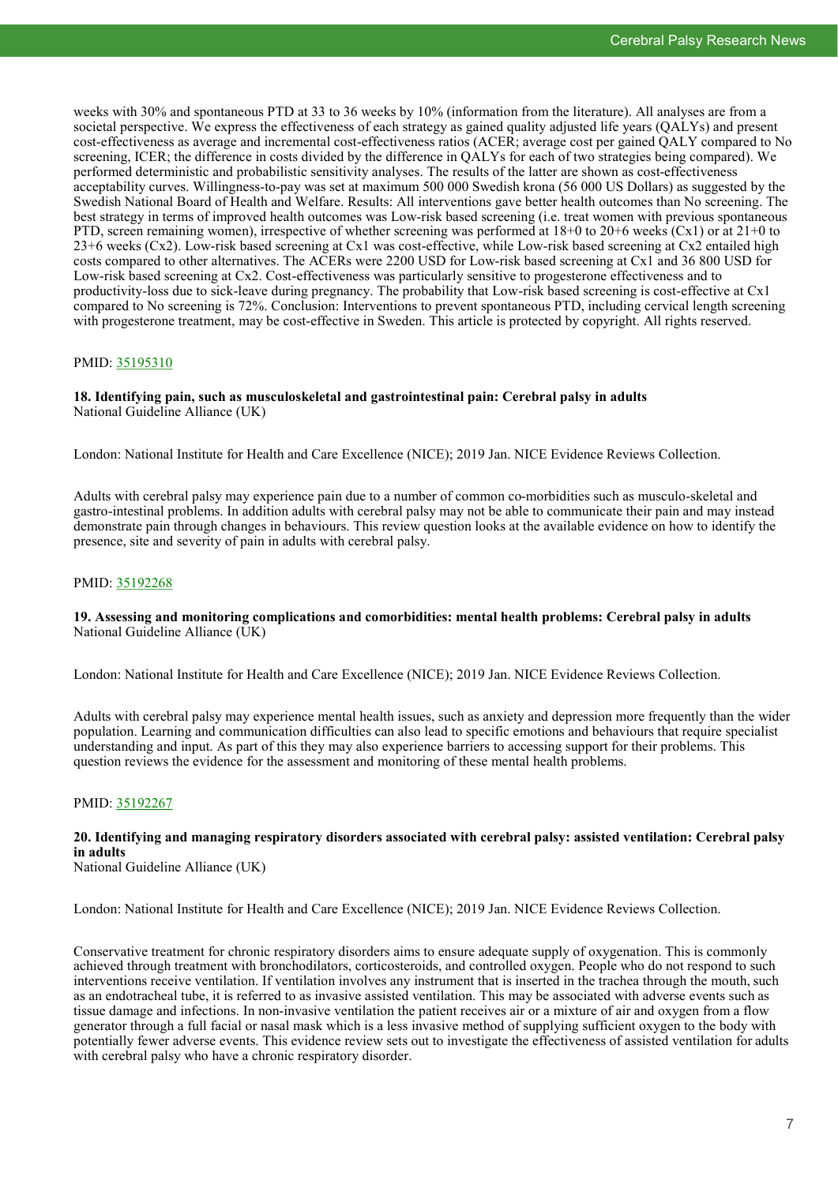weeks with 30% and spontaneous PTD at 33 to 36 weeks by 10% (information from the literature). All analyses are from a societal perspective. We express the effectiveness of each strategy as gained quality adjusted life years (QALYs) and present cost-effectiveness as average and incremental cost-effectiveness ratios (ACER; average cost per gained QALY compared to No screening, ICER; the difference in costs divided by the difference in QALYs for each of two strategies being compared). We performed deterministic and probabilistic sensitivity analyses. The results of the latter are shown as cost-effectiveness acceptability curves. Willingness-to-pay was set at maximum 500 000 Swedish krona (56 000 US Dollars) as suggested by the Swedish National Board of Health and Welfare. Results: All interventions gave better health outcomes than No screening. The best strategy in terms of improved health outcomes was Low-risk based screening (i.e. treat women with previous spontaneous PTD, screen remaining women), irrespective of whether screening was performed at 18+0 to 20+6 weeks (Cx1) or at 21+0 to 23+6 weeks (Cx2). Low-risk based screening at Cx1 was cost-effective, while Low-risk based screening at Cx2 entailed high costs compared to other alternatives. The ACERs were 2200 USD for Low-risk based screening at Cx1 and 36 800 USD for Low-risk based screening at Cx2. Cost-effectiveness was particularly sensitive to progesterone effectiveness and to productivity-loss due to sick-leave during pregnancy. The probability that Low-risk based screening is cost-effective at Cx1 compared to No screening is 72%. Conclusion: Interventions to prevent spontaneous PTD, including cervical length screening with progesterone treatment, may be cost-effective in Sweden. This article is protected by copyright. All rights reserved.

PMID: 35195310

**18. Identifying pain, such as musculoskeletal and gastrointestinal pain: Cerebral palsy in adults**
National Guideline Alliance (UK)

London: National Institute for Health and Care Excellence (NICE); 2019 Jan. NICE Evidence Reviews Collection.

Adults with cerebral palsy may experience pain due to a number of common co-morbidities such as musculo-skeletal and gastro-intestinal problems. In addition adults with cerebral palsy may not be able to communicate their pain and may instead demonstrate pain through changes in behaviours. This review question looks at the available evidence on how to identify the presence, site and severity of pain in adults with cerebral palsy.

PMID: 35192268

**19. Assessing and monitoring complications and comorbidities: mental health problems: Cerebral palsy in adults**
National Guideline Alliance (UK)

London: National Institute for Health and Care Excellence (NICE); 2019 Jan. NICE Evidence Reviews Collection.

Adults with cerebral palsy may experience mental health issues, such as anxiety and depression more frequently than the wider population. Learning and communication difficulties can also lead to specific emotions and behaviours that require specialist understanding and input. As part of this they may also experience barriers to accessing support for their problems. This question reviews the evidence for the assessment and monitoring of these mental health problems.

PMID: 35192267

**20. Identifying and managing respiratory disorders associated with cerebral palsy: assisted ventilation: Cerebral palsy in adults**
National Guideline Alliance (UK)

London: National Institute for Health and Care Excellence (NICE); 2019 Jan. NICE Evidence Reviews Collection.

Conservative treatment for chronic respiratory disorders aims to ensure adequate supply of oxygenation. This is commonly achieved through treatment with bronchodilators, corticosteroids, and controlled oxygen. People who do not respond to such interventions receive ventilation. If ventilation involves any instrument that is inserted in the trachea through the mouth, such as an endotracheal tube, it is referred to as invasive assisted ventilation. This may be associated with adverse events such as tissue damage and infections. In non-invasive ventilation the patient receives air or a mixture of air and oxygen from a flow generator through a full facial or nasal mask which is a less invasive method of supplying sufficient oxygen to the body with potentially fewer adverse events. This evidence review sets out to investigate the effectiveness of assisted ventilation for adults with cerebral palsy who have a chronic respiratory disorder.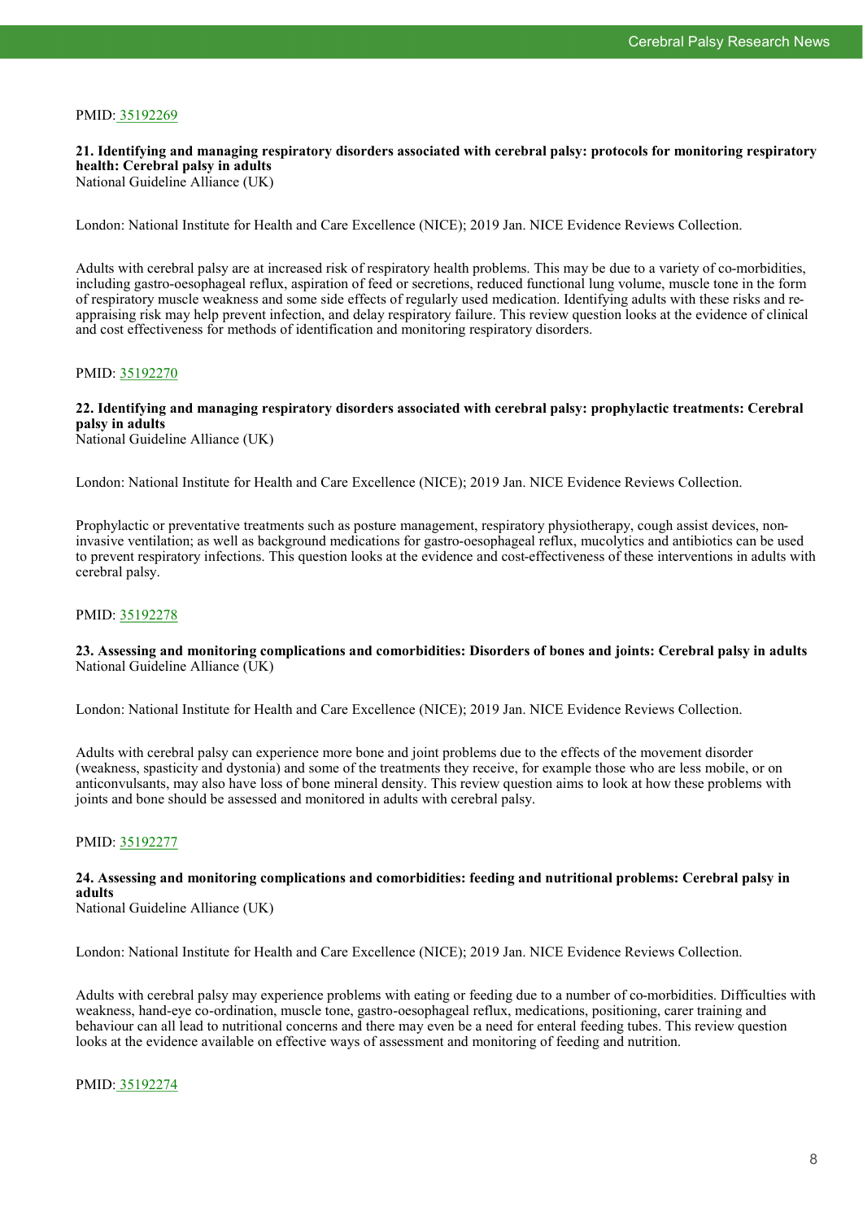PMID: 35192269

**21. Identifying and managing respiratory disorders associated with cerebral palsy: protocols for monitoring respiratory health: Cerebral palsy in adults**
National Guideline Alliance (UK)

London: National Institute for Health and Care Excellence (NICE); 2019 Jan. NICE Evidence Reviews Collection.

Adults with cerebral palsy are at increased risk of respiratory health problems. This may be due to a variety of co-morbidities, including gastro-oesophageal reflux, aspiration of feed or secretions, reduced functional lung volume, muscle tone in the form of respiratory muscle weakness and some side effects of regularly used medication. Identifying adults with these risks and re-appraising risk may help prevent infection, and delay respiratory failure. This review question looks at the evidence of clinical and cost effectiveness for methods of identification and monitoring respiratory disorders.

PMID: 35192270

**22. Identifying and managing respiratory disorders associated with cerebral palsy: prophylactic treatments: Cerebral palsy in adults**
National Guideline Alliance (UK)

London: National Institute for Health and Care Excellence (NICE); 2019 Jan. NICE Evidence Reviews Collection.

Prophylactic or preventative treatments such as posture management, respiratory physiotherapy, cough assist devices, non-invasive ventilation; as well as background medications for gastro-oesophageal reflux, mucolytics and antibiotics can be used to prevent respiratory infections. This question looks at the evidence and cost-effectiveness of these interventions in adults with cerebral palsy.

PMID: 35192278

**23. Assessing and monitoring complications and comorbidities: Disorders of bones and joints: Cerebral palsy in adults**
National Guideline Alliance (UK)

London: National Institute for Health and Care Excellence (NICE); 2019 Jan. NICE Evidence Reviews Collection.

Adults with cerebral palsy can experience more bone and joint problems due to the effects of the movement disorder (weakness, spasticity and dystonia) and some of the treatments they receive, for example those who are less mobile, or on anticonvulsants, may also have loss of bone mineral density. This review question aims to look at how these problems with joints and bone should be assessed and monitored in adults with cerebral palsy.

PMID: 35192277

**24. Assessing and monitoring complications and comorbidities: feeding and nutritional problems: Cerebral palsy in adults**
National Guideline Alliance (UK)

London: National Institute for Health and Care Excellence (NICE); 2019 Jan. NICE Evidence Reviews Collection.

Adults with cerebral palsy may experience problems with eating or feeding due to a number of co-morbidities. Difficulties with weakness, hand-eye co-ordination, muscle tone, gastro-oesophageal reflux, medications, positioning, carer training and behaviour can all lead to nutritional concerns and there may even be a need for enteral feeding tubes. This review question looks at the evidence available on effective ways of assessment and monitoring of feeding and nutrition.

PMID: 35192274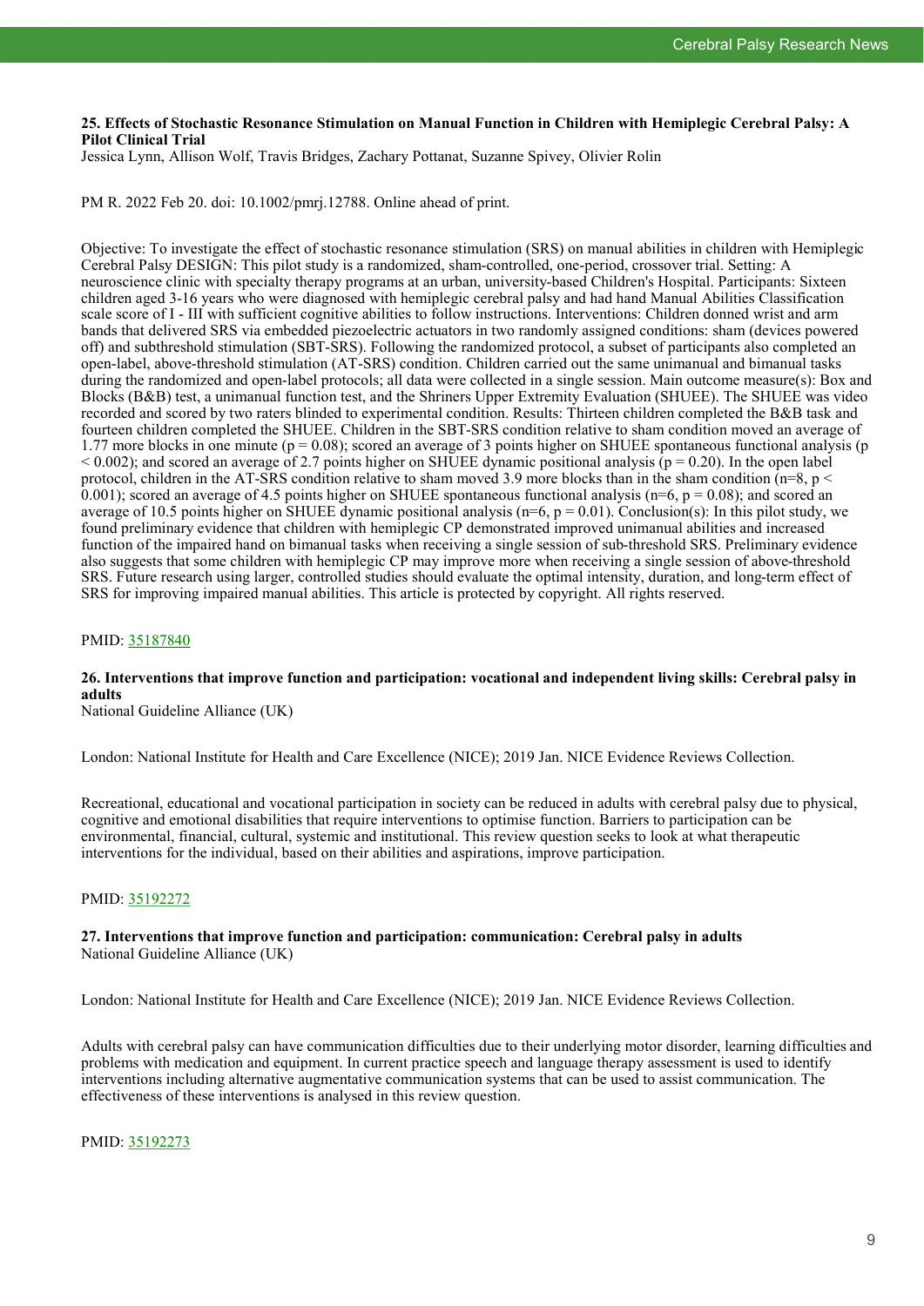### 25. Effects of Stochastic Resonance Stimulation on Manual Function in Children with Hemiplegic Cerebral Palsy: A Pilot Clinical Trial

Jessica Lynn, Allison Wolf, Travis Bridges, Zachary Pottanat, Suzanne Spivey, Olivier Rolin

PM R. 2022 Feb 20. doi: 10.1002/pmrj.12788. Online ahead of print.

Objective: To investigate the effect of stochastic resonance stimulation (SRS) on manual abilities in children with Hemiplegic Cerebral Palsy DESIGN: This pilot study is a randomized, sham-controlled, one-period, crossover trial. Setting: A neuroscience clinic with specialty therapy programs at an urban, university-based Children's Hospital. Participants: Sixteen children aged 3-16 years who were diagnosed with hemiplegic cerebral palsy and had hand Manual Abilities Classification scale score of I - III with sufficient cognitive abilities to follow instructions. Interventions: Children donned wrist and arm bands that delivered SRS via embedded piezoelectric actuators in two randomly assigned conditions: sham (devices powered off) and subthreshold stimulation (SBT-SRS). Following the randomized protocol, a subset of participants also completed an open-label, above-threshold stimulation (AT-SRS) condition. Children carried out the same unimanual and bimanual tasks during the randomized and open-label protocols; all data were collected in a single session. Main outcome measure(s): Box and Blocks (B&B) test, a unimanual function test, and the Shriners Upper Extremity Evaluation (SHUEE). The SHUEE was video recorded and scored by two raters blinded to experimental condition. Results: Thirteen children completed the B&B task and fourteen children completed the SHUEE. Children in the SBT-SRS condition relative to sham condition moved an average of 1.77 more blocks in one minute ($p = 0.08$); scored an average of 3 points higher on SHUEE spontaneous functional analysis ($p < 0.002$); and scored an average of 2.7 points higher on SHUEE dynamic positional analysis ($p = 0.20$). In the open label protocol, children in the AT-SRS condition relative to sham moved 3.9 more blocks than in the sham condition ($n=8$, $p < 0.001$); scored an average of 4.5 points higher on SHUEE spontaneous functional analysis ($n=6$, $p = 0.08$); and scored an average of 10.5 points higher on SHUEE dynamic positional analysis ($n=6$, $p = 0.01$). Conclusion(s): In this pilot study, we found preliminary evidence that children with hemiplegic CP demonstrated improved unimanual abilities and increased function of the impaired hand on bimanual tasks when receiving a single session of sub-threshold SRS. Preliminary evidence also suggests that some children with hemiplegic CP may improve more when receiving a single session of above-threshold SRS. Future research using larger, controlled studies should evaluate the optimal intensity, duration, and long-term effect of SRS for improving impaired manual abilities. This article is protected by copyright. All rights reserved.

PMID: 35187840

### 26. Interventions that improve function and participation: vocational and independent living skills: Cerebral palsy in adults

National Guideline Alliance (UK)

London: National Institute for Health and Care Excellence (NICE); 2019 Jan. NICE Evidence Reviews Collection.

Recreational, educational and vocational participation in society can be reduced in adults with cerebral palsy due to physical, cognitive and emotional disabilities that require interventions to optimise function. Barriers to participation can be environmental, financial, cultural, systemic and institutional. This review question seeks to look at what therapeutic interventions for the individual, based on their abilities and aspirations, improve participation.

PMID: 35192272

### 27. Interventions that improve function and participation: communication: Cerebral palsy in adults

National Guideline Alliance (UK)

London: National Institute for Health and Care Excellence (NICE); 2019 Jan. NICE Evidence Reviews Collection.

Adults with cerebral palsy can have communication difficulties due to their underlying motor disorder, learning difficulties and problems with medication and equipment. In current practice speech and language therapy assessment is used to identify interventions including alternative augmentative communication systems that can be used to assist communication. The effectiveness of these interventions is analysed in this review question.

PMID: 35192273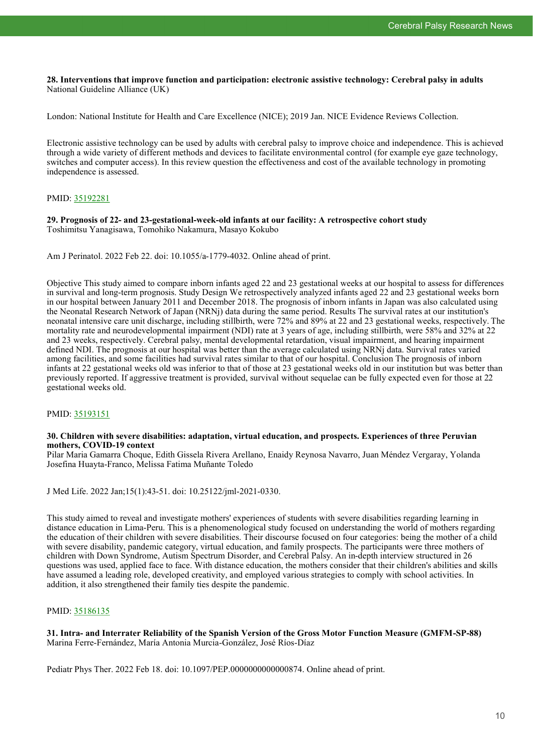**28. Interventions that improve function and participation: electronic assistive technology: Cerebral palsy in adults**
National Guideline Alliance (UK)

London: National Institute for Health and Care Excellence (NICE); 2019 Jan. NICE Evidence Reviews Collection.

Electronic assistive technology can be used by adults with cerebral palsy to improve choice and independence. This is achieved through a wide variety of different methods and devices to facilitate environmental control (for example eye gaze technology, switches and computer access). In this review question the effectiveness and cost of the available technology in promoting independence is assessed.

PMID: 35192281

**29. Prognosis of 22- and 23-gestational-week-old infants at our facility: A retrospective cohort study**
Toshimitsu Yanagisawa, Tomohiko Nakamura, Masayo Kokubo

Am J Perinatol. 2022 Feb 22. doi: 10.1055/a-1779-4032. Online ahead of print.

Objective This study aimed to compare inborn infants aged 22 and 23 gestational weeks at our hospital to assess for differences in survival and long-term prognosis. Study Design We retrospectively analyzed infants aged 22 and 23 gestational weeks born in our hospital between January 2011 and December 2018. The prognosis of inborn infants in Japan was also calculated using the Neonatal Research Network of Japan (NRNj) data during the same period. Results The survival rates at our institution's neonatal intensive care unit discharge, including stillbirth, were 72% and 89% at 22 and 23 gestational weeks, respectively. The mortality rate and neurodevelopmental impairment (NDI) rate at 3 years of age, including stillbirth, were 58% and 32% at 22 and 23 weeks, respectively. Cerebral palsy, mental developmental retardation, visual impairment, and hearing impairment defined NDI. The prognosis at our hospital was better than the average calculated using NRNj data. Survival rates varied among facilities, and some facilities had survival rates similar to that of our hospital. Conclusion The prognosis of inborn infants at 22 gestational weeks old was inferior to that of those at 23 gestational weeks old in our institution but was better than previously reported. If aggressive treatment is provided, survival without sequelae can be fully expected even for those at 22 gestational weeks old.

PMID: 35193151

**30. Children with severe disabilities: adaptation, virtual education, and prospects. Experiences of three Peruvian mothers, COVID-19 context**
Pilar Maria Gamarra Choque, Edith Gissela Rivera Arellano, Enaidy Reynosa Navarro, Juan Méndez Vergaray, Yolanda Josefina Huayta-Franco, Melissa Fatima Muñante Toledo

J Med Life. 2022 Jan;15(1):43-51. doi: 10.25122/jml-2021-0330.

This study aimed to reveal and investigate mothers' experiences of students with severe disabilities regarding learning in distance education in Lima-Peru. This is a phenomenological study focused on understanding the world of mothers regarding the education of their children with severe disabilities. Their discourse focused on four categories: being the mother of a child with severe disability, pandemic category, virtual education, and family prospects. The participants were three mothers of children with Down Syndrome, Autism Spectrum Disorder, and Cerebral Palsy. An in-depth interview structured in 26 questions was used, applied face to face. With distance education, the mothers consider that their children's abilities and skills have assumed a leading role, developed creativity, and employed various strategies to comply with school activities. In addition, it also strengthened their family ties despite the pandemic.

PMID: 35186135

**31. Intra- and Interrater Reliability of the Spanish Version of the Gross Motor Function Measure (GMFM-SP-88)**
Marina Ferre-Fernández, María Antonia Murcia-González, José Ríos-Díaz

Pediatr Phys Ther. 2022 Feb 18. doi: 10.1097/PEP.0000000000000874. Online ahead of print.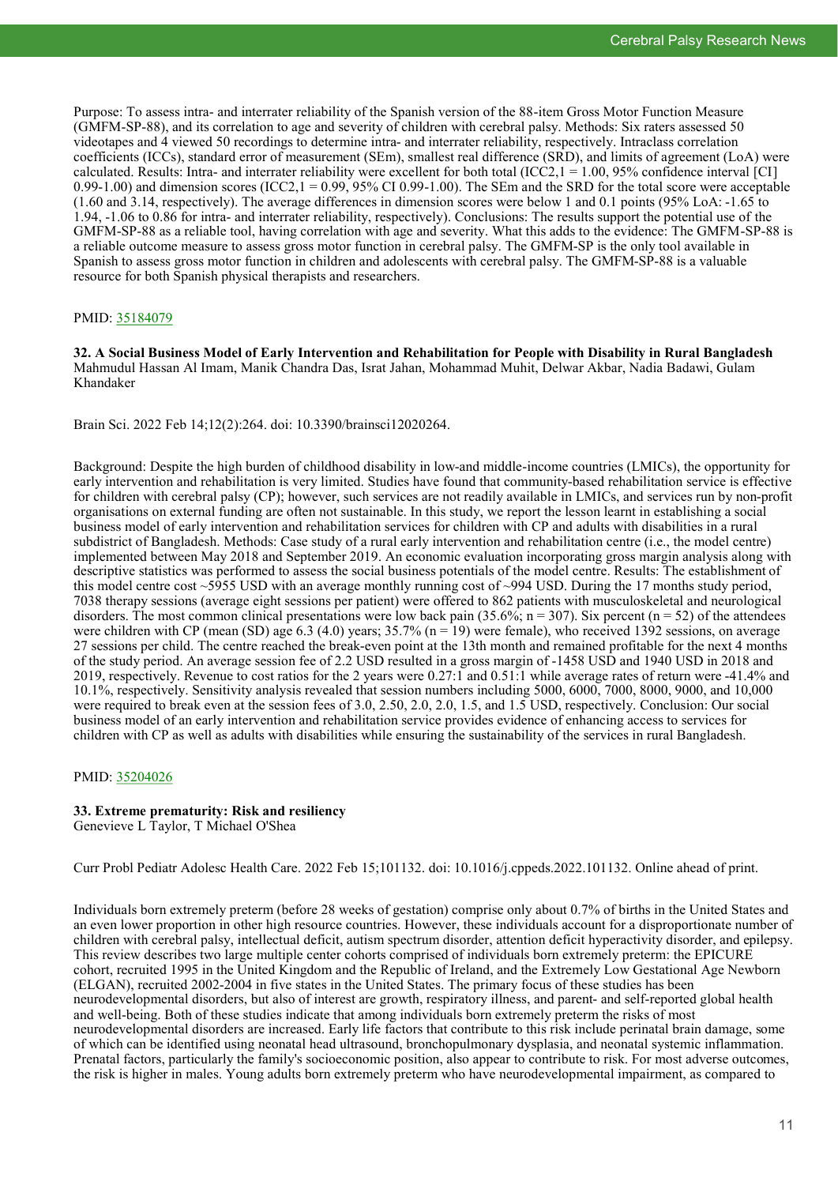Purpose: To assess intra- and interrater reliability of the Spanish version of the 88-item Gross Motor Function Measure (GMFM-SP-88), and its correlation to age and severity of children with cerebral palsy. Methods: Six raters assessed 50 videotapes and 4 viewed 50 recordings to determine intra- and interrater reliability, respectively. Intraclass correlation coefficients (ICCs), standard error of measurement (SEm), smallest real difference (SRD), and limits of agreement (LoA) were calculated. Results: Intra- and interrater reliability were excellent for both total ($ICC_{2,1}$ = 1.00, 95% confidence interval [CI] 0.99-1.00) and dimension scores ($ICC_{2,1}$ = 0.99, 95% CI 0.99-1.00). The SEm and the SRD for the total score were acceptable (1.60 and 3.14, respectively). The average differences in dimension scores were below 1 and 0.1 points (95% LoA: -1.65 to 1.94, -1.06 to 0.86 for intra- and interrater reliability, respectively). Conclusions: The results support the potential use of the GMFM-SP-88 as a reliable tool, having correlation with age and severity. What this adds to the evidence: The GMFM-SP-88 is a reliable outcome measure to assess gross motor function in cerebral palsy. The GMFM-SP is the only tool available in Spanish to assess gross motor function in children and adolescents with cerebral palsy. The GMFM-SP-88 is a valuable resource for both Spanish physical therapists and researchers.

PMID: 35184079

**32. A Social Business Model of Early Intervention and Rehabilitation for People with Disability in Rural Bangladesh**
Mahmudul Hassan Al Imam, Manik Chandra Das, Israt Jahan, Mohammad Muhit, Delwar Akbar, Nadia Badawi, Gulam Khandaker

Brain Sci. 2022 Feb 14;12(2):264. doi: 10.3390/brainsci12020264.

Background: Despite the high burden of childhood disability in low-and middle-income countries (LMICs), the opportunity for early intervention and rehabilitation is very limited. Studies have found that community-based rehabilitation service is effective for children with cerebral palsy (CP); however, such services are not readily available in LMICs, and services run by non-profit organisations on external funding are often not sustainable. In this study, we report the lesson learnt in establishing a social business model of early intervention and rehabilitation services for children with CP and adults with disabilities in a rural subdistrict of Bangladesh. Methods: Case study of a rural early intervention and rehabilitation centre (i.e., the model centre) implemented between May 2018 and September 2019. An economic evaluation incorporating gross margin analysis along with descriptive statistics was performed to assess the social business potentials of the model centre. Results: The establishment of this model centre cost ~5955 USD with an average monthly running cost of ~994 USD. During the 17 months study period, 7038 therapy sessions (average eight sessions per patient) were offered to 862 patients with musculoskeletal and neurological disorders. The most common clinical presentations were low back pain (35.6%; n = 307). Six percent (n = 52) of the attendees were children with CP (mean (SD) age 6.3 (4.0) years; 35.7% (n = 19) were female), who received 1392 sessions, on average 27 sessions per child. The centre reached the break-even point at the 13th month and remained profitable for the next 4 months of the study period. An average session fee of 2.2 USD resulted in a gross margin of -1458 USD and 1940 USD in 2018 and 2019, respectively. Revenue to cost ratios for the 2 years were 0.27:1 and 0.51:1 while average rates of return were -41.4% and 10.1%, respectively. Sensitivity analysis revealed that session numbers including 5000, 6000, 7000, 8000, 9000, and 10,000 were required to break even at the session fees of 3.0, 2.50, 2.0, 2.0, 1.5, and 1.5 USD, respectively. Conclusion: Our social business model of an early intervention and rehabilitation service provides evidence of enhancing access to services for children with CP as well as adults with disabilities while ensuring the sustainability of the services in rural Bangladesh.

PMID: 35204026

**33. Extreme prematurity: Risk and resiliency**
Genevieve L Taylor, T Michael O'Shea

Curr Probl Pediatr Adolesc Health Care. 2022 Feb 15;101132. doi: 10.1016/j.cppeds.2022.101132. Online ahead of print.

Individuals born extremely preterm (before 28 weeks of gestation) comprise only about 0.7% of births in the United States and an even lower proportion in other high resource countries. However, these individuals account for a disproportionate number of children with cerebral palsy, intellectual deficit, autism spectrum disorder, attention deficit hyperactivity disorder, and epilepsy. This review describes two large multiple center cohorts comprised of individuals born extremely preterm: the EPICURE cohort, recruited 1995 in the United Kingdom and the Republic of Ireland, and the Extremely Low Gestational Age Newborn (ELGAN), recruited 2002-2004 in five states in the United States. The primary focus of these studies has been neurodevelopmental disorders, but also of interest are growth, respiratory illness, and parent- and self-reported global health and well-being. Both of these studies indicate that among individuals born extremely preterm the risks of most neurodevelopmental disorders are increased. Early life factors that contribute to this risk include perinatal brain damage, some of which can be identified using neonatal head ultrasound, bronchopulmonary dysplasia, and neonatal systemic inflammation. Prenatal factors, particularly the family's socioeconomic position, also appear to contribute to risk. For most adverse outcomes, the risk is higher in males. Young adults born extremely preterm who have neurodevelopmental impairment, as compared to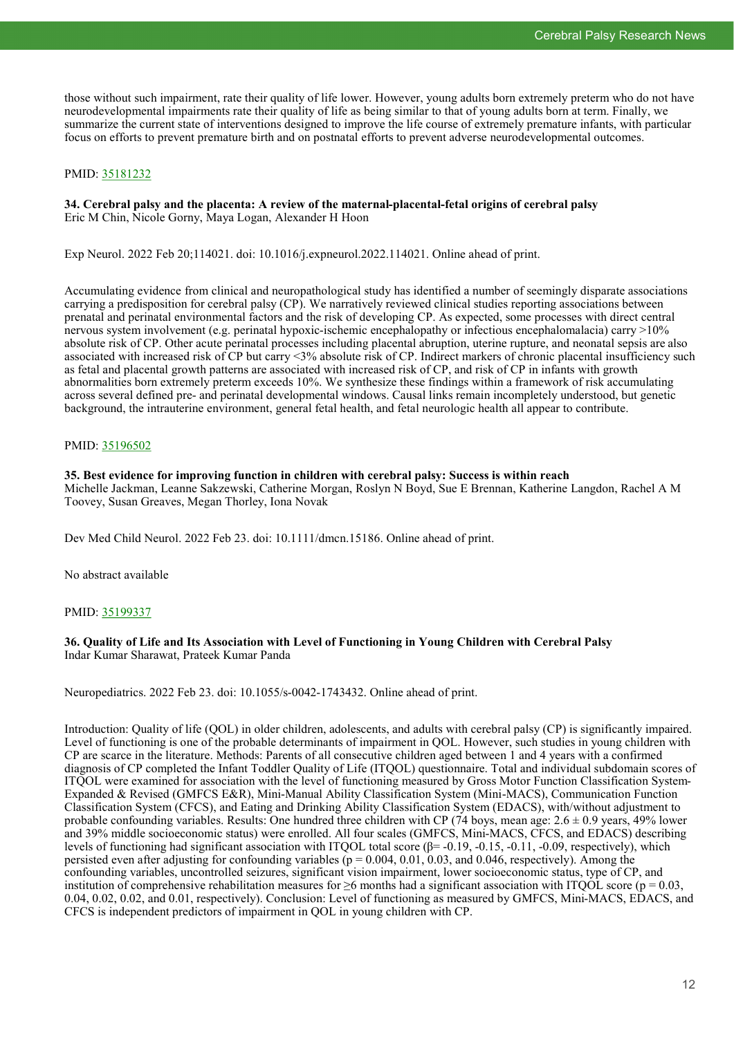those without such impairment, rate their quality of life lower. However, young adults born extremely preterm who do not have neurodevelopmental impairments rate their quality of life as being similar to that of young adults born at term. Finally, we summarize the current state of interventions designed to improve the life course of extremely premature infants, with particular focus on efforts to prevent premature birth and on postnatal efforts to prevent adverse neurodevelopmental outcomes.

PMID: 35181232

**34. Cerebral palsy and the placenta: A review of the maternal-placental-fetal origins of cerebral palsy**
Eric M Chin, Nicole Gorny, Maya Logan, Alexander H Hoon

Exp Neurol. 2022 Feb 20;114021. doi: 10.1016/j.expneurol.2022.114021. Online ahead of print.

Accumulating evidence from clinical and neuropathological study has identified a number of seemingly disparate associations carrying a predisposition for cerebral palsy (CP). We narratively reviewed clinical studies reporting associations between prenatal and perinatal environmental factors and the risk of developing CP. As expected, some processes with direct central nervous system involvement (e.g. perinatal hypoxic-ischemic encephalopathy or infectious encephalomalacia) carry >10% absolute risk of CP. Other acute perinatal processes including placental abruption, uterine rupture, and neonatal sepsis are also associated with increased risk of CP but carry <3% absolute risk of CP. Indirect markers of chronic placental insufficiency such as fetal and placental growth patterns are associated with increased risk of CP, and risk of CP in infants with growth abnormalities born extremely preterm exceeds 10%. We synthesize these findings within a framework of risk accumulating across several defined pre- and perinatal developmental windows. Causal links remain incompletely understood, but genetic background, the intrauterine environment, general fetal health, and fetal neurologic health all appear to contribute.

PMID: 35196502

**35. Best evidence for improving function in children with cerebral palsy: Success is within reach**
Michelle Jackman, Leanne Sakzewski, Catherine Morgan, Roslyn N Boyd, Sue E Brennan, Katherine Langdon, Rachel A M Toovey, Susan Greaves, Megan Thorley, Iona Novak

Dev Med Child Neurol. 2022 Feb 23. doi: 10.1111/dmcn.15186. Online ahead of print.

No abstract available

PMID: 35199337

**36. Quality of Life and Its Association with Level of Functioning in Young Children with Cerebral Palsy**
Indar Kumar Sharawat, Prateek Kumar Panda

Neuropediatrics. 2022 Feb 23. doi: 10.1055/s-0042-1743432. Online ahead of print.

Introduction: Quality of life (QOL) in older children, adolescents, and adults with cerebral palsy (CP) is significantly impaired. Level of functioning is one of the probable determinants of impairment in QOL. However, such studies in young children with CP are scarce in the literature. Methods: Parents of all consecutive children aged between 1 and 4 years with a confirmed diagnosis of CP completed the Infant Toddler Quality of Life (ITQOL) questionnaire. Total and individual subdomain scores of ITQOL were examined for association with the level of functioning measured by Gross Motor Function Classification System-Expanded & Revised (GMFCS E&R), Mini-Manual Ability Classification System (Mini-MACS), Communication Function Classification System (CFCS), and Eating and Drinking Ability Classification System (EDACS), with/without adjustment to probable confounding variables. Results: One hundred three children with CP (74 boys, mean age: $2.6 \pm 0.9$ years, 49% lower and 39% middle socioeconomic status) were enrolled. All four scales (GMFCS, Mini-MACS, CFCS, and EDACS) describing levels of functioning had significant association with ITQOL total score ($\beta$= -0.19, -0.15, -0.11, -0.09, respectively), which persisted even after adjusting for confounding variables ($p = 0.004$, 0.01, 0.03, and 0.046, respectively). Among the confounding variables, uncontrolled seizures, significant vision impairment, lower socioeconomic status, type of CP, and institution of comprehensive rehabilitation measures for ≥6 months had a significant association with ITQOL score ($p = 0.03$, 0.04, 0.02, 0.02, and 0.01, respectively). Conclusion: Level of functioning as measured by GMFCS, Mini-MACS, EDACS, and CFCS is independent predictors of impairment in QOL in young children with CP.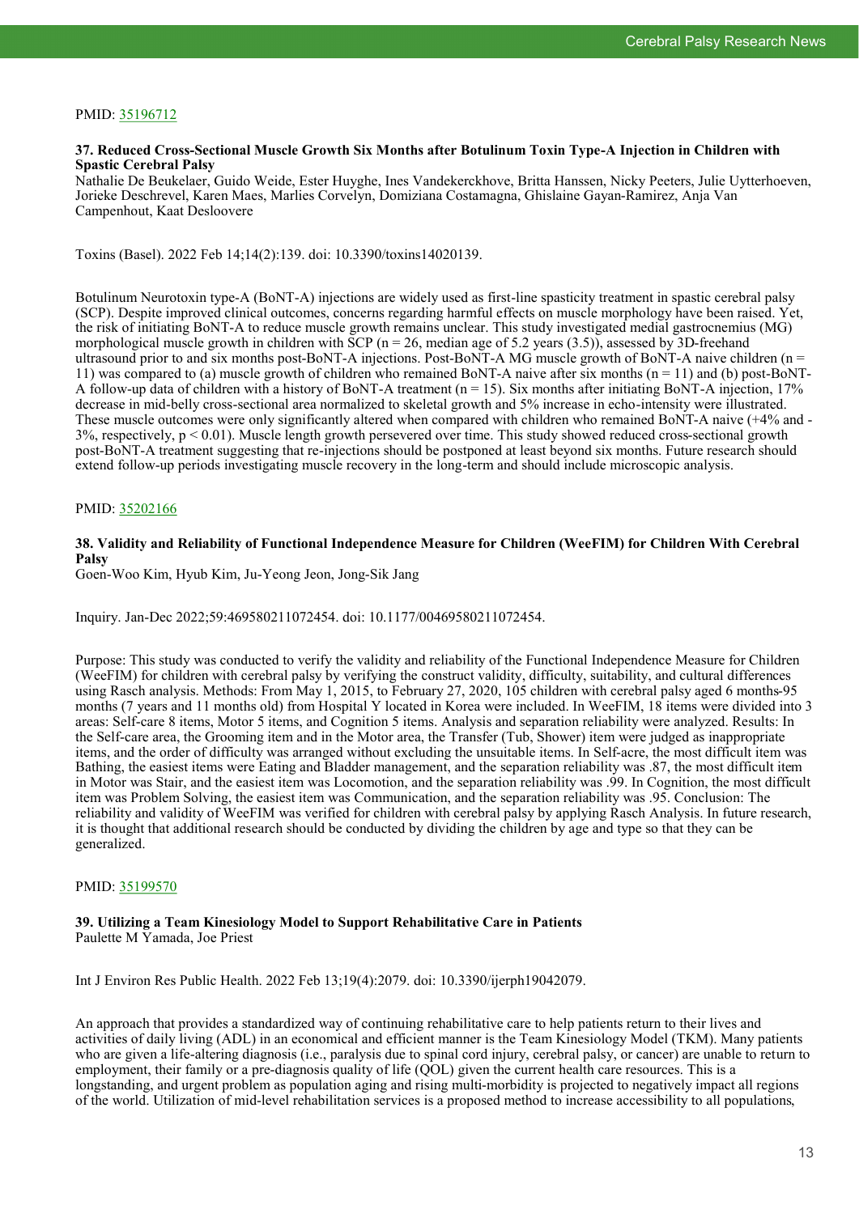PMID: 35196712

### 37. Reduced Cross-Sectional Muscle Growth Six Months after Botulinum Toxin Type-A Injection in Children with Spastic Cerebral Palsy

Nathalie De Beukelaer, Guido Weide, Ester Huyghe, Ines Vandekerckhove, Britta Hanssen, Nicky Peeters, Julie Uytterhoeven, Jorieke Deschrevel, Karen Maes, Marlies Corvelyn, Domiziana Costamagna, Ghislaine Gayan-Ramirez, Anja Van Campenhout, Kaat Desloovere

Toxins (Basel). 2022 Feb 14;14(2):139. doi: 10.3390/toxins14020139.

Botulinum Neurotoxin type-A (BoNT-A) injections are widely used as first-line spasticity treatment in spastic cerebral palsy (SCP). Despite improved clinical outcomes, concerns regarding harmful effects on muscle morphology have been raised. Yet, the risk of initiating BoNT-A to reduce muscle growth remains unclear. This study investigated medial gastrocnemius (MG) morphological muscle growth in children with SCP ($n = 26$, median age of 5.2 years (3.5)), assessed by 3D-freehand ultrasound prior to and six months post-BoNT-A injections. Post-BoNT-A MG muscle growth of BoNT-A naive children ($n = 11$) was compared to (a) muscle growth of children who remained BoNT-A naive after six months ($n = 11$) and (b) post-BoNT-A follow-up data of children with a history of BoNT-A treatment ($n = 15$). Six months after initiating BoNT-A injection, 17% decrease in mid-belly cross-sectional area normalized to skeletal growth and 5% increase in echo-intensity were illustrated. These muscle outcomes were only significantly altered when compared with children who remained BoNT-A naive (+4% and -3%, respectively, $p < 0.01$). Muscle length growth persevered over time. This study showed reduced cross-sectional growth post-BoNT-A treatment suggesting that re-injections should be postponed at least beyond six months. Future research should extend follow-up periods investigating muscle recovery in the long-term and should include microscopic analysis.

PMID: 35202166

### 38. Validity and Reliability of Functional Independence Measure for Children (WeeFIM) for Children With Cerebral Palsy

Goen-Woo Kim, Hyub Kim, Ju-Yeong Jeon, Jong-Sik Jang

Inquiry. Jan-Dec 2022;59:469580211072454. doi: 10.1177/00469580211072454.

Purpose: This study was conducted to verify the validity and reliability of the Functional Independence Measure for Children (WeeFIM) for children with cerebral palsy by verifying the construct validity, difficulty, suitability, and cultural differences using Rasch analysis. Methods: From May 1, 2015, to February 27, 2020, 105 children with cerebral palsy aged 6 months-95 months (7 years and 11 months old) from Hospital Y located in Korea were included. In WeeFIM, 18 items were divided into 3 areas: Self-care 8 items, Motor 5 items, and Cognition 5 items. Analysis and separation reliability were analyzed. Results: In the Self-care area, the Grooming item and in the Motor area, the Transfer (Tub, Shower) item were judged as inappropriate items, and the order of difficulty was arranged without excluding the unsuitable items. In Self-acre, the most difficult item was Bathing, the easiest items were Eating and Bladder management, and the separation reliability was .87, the most difficult item in Motor was Stair, and the easiest item was Locomotion, and the separation reliability was .99. In Cognition, the most difficult item was Problem Solving, the easiest item was Communication, and the separation reliability was .95. Conclusion: The reliability and validity of WeeFIM was verified for children with cerebral palsy by applying Rasch Analysis. In future research, it is thought that additional research should be conducted by dividing the children by age and type so that they can be generalized.

PMID: 35199570

### 39. Utilizing a Team Kinesiology Model to Support Rehabilitative Care in Patients

Paulette M Yamada, Joe Priest

Int J Environ Res Public Health. 2022 Feb 13;19(4):2079. doi: 10.3390/ijerph19042079.

An approach that provides a standardized way of continuing rehabilitative care to help patients return to their lives and activities of daily living (ADL) in an economical and efficient manner is the Team Kinesiology Model (TKM). Many patients who are given a life-altering diagnosis (i.e., paralysis due to spinal cord injury, cerebral palsy, or cancer) are unable to return to employment, their family or a pre-diagnosis quality of life (QOL) given the current health care resources. This is a longstanding, and urgent problem as population aging and rising multi-morbidity is projected to negatively impact all regions of the world. Utilization of mid-level rehabilitation services is a proposed method to increase accessibility to all populations,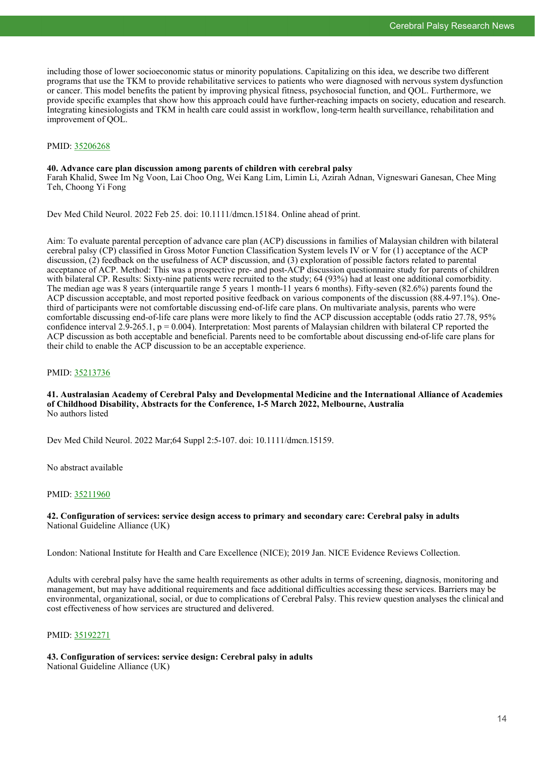including those of lower socioeconomic status or minority populations. Capitalizing on this idea, we describe two different programs that use the TKM to provide rehabilitative services to patients who were diagnosed with nervous system dysfunction or cancer. This model benefits the patient by improving physical fitness, psychosocial function, and QOL. Furthermore, we provide specific examples that show how this approach could have further-reaching impacts on society, education and research. Integrating kinesiologists and TKM in health care could assist in workflow, long-term health surveillance, rehabilitation and improvement of QOL.

PMID: 35206268

**40. Advance care plan discussion among parents of children with cerebral palsy**
Farah Khalid, Swee Im Ng Voon, Lai Choo Ong, Wei Kang Lim, Limin Li, Azirah Adnan, Vigneswari Ganesan, Chee Ming Teh, Choong Yi Fong

Dev Med Child Neurol. 2022 Feb 25. doi: 10.1111/dmcn.15184. Online ahead of print.

Aim: To evaluate parental perception of advance care plan (ACP) discussions in families of Malaysian children with bilateral cerebral palsy (CP) classified in Gross Motor Function Classification System levels IV or V for (1) acceptance of the ACP discussion, (2) feedback on the usefulness of ACP discussion, and (3) exploration of possible factors related to parental acceptance of ACP. Method: This was a prospective pre- and post-ACP discussion questionnaire study for parents of children with bilateral CP. Results: Sixty-nine patients were recruited to the study; 64 (93%) had at least one additional comorbidity. The median age was 8 years (interquartile range 5 years 1 month-11 years 6 months). Fifty-seven (82.6%) parents found the ACP discussion acceptable, and most reported positive feedback on various components of the discussion (88.4-97.1%). One-third of participants were not comfortable discussing end-of-life care plans. On multivariate analysis, parents who were comfortable discussing end-of-life care plans were more likely to find the ACP discussion acceptable (odds ratio 27.78, 95% confidence interval 2.9-265.1, $p = 0.004$). Interpretation: Most parents of Malaysian children with bilateral CP reported the ACP discussion as both acceptable and beneficial. Parents need to be comfortable about discussing end-of-life care plans for their child to enable the ACP discussion to be an acceptable experience.

PMID: 35213736

**41. Australasian Academy of Cerebral Palsy and Developmental Medicine and the International Alliance of Academies of Childhood Disability, Abstracts for the Conference, 1-5 March 2022, Melbourne, Australia**
No authors listed

Dev Med Child Neurol. 2022 Mar;64 Suppl 2:5-107. doi: 10.1111/dmcn.15159.

No abstract available

PMID: 35211960

**42. Configuration of services: service design access to primary and secondary care: Cerebral palsy in adults**
National Guideline Alliance (UK)

London: National Institute for Health and Care Excellence (NICE); 2019 Jan. NICE Evidence Reviews Collection.

Adults with cerebral palsy have the same health requirements as other adults in terms of screening, diagnosis, monitoring and management, but may have additional requirements and face additional difficulties accessing these services. Barriers may be environmental, organizational, social, or due to complications of Cerebral Palsy. This review question analyses the clinical and cost effectiveness of how services are structured and delivered.

PMID: 35192271

**43. Configuration of services: service design: Cerebral palsy in adults**
National Guideline Alliance (UK)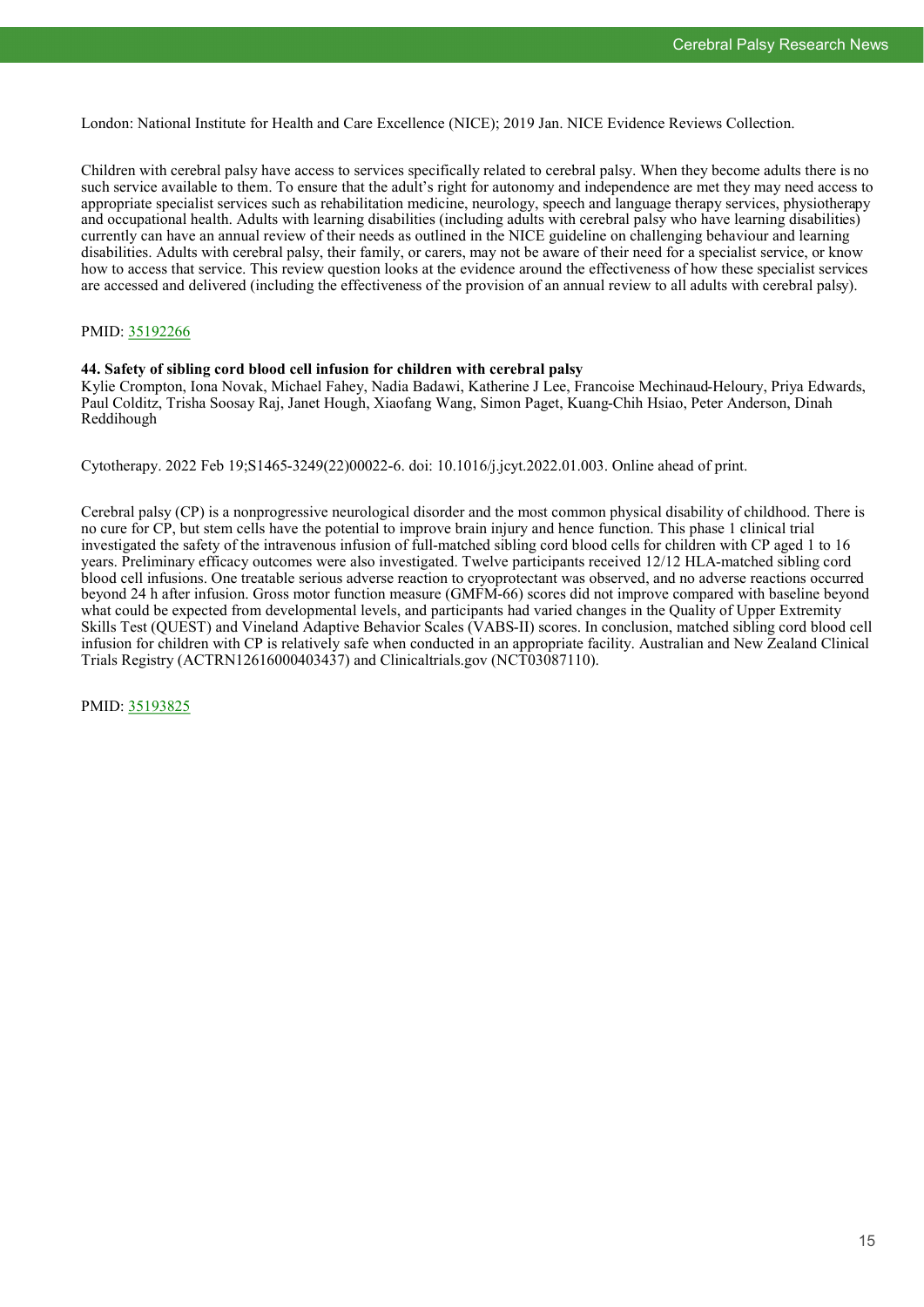London: National Institute for Health and Care Excellence (NICE); 2019 Jan. NICE Evidence Reviews Collection.

Children with cerebral palsy have access to services specifically related to cerebral palsy. When they become adults there is no such service available to them. To ensure that the adult's right for autonomy and independence are met they may need access to appropriate specialist services such as rehabilitation medicine, neurology, speech and language therapy services, physiotherapy and occupational health. Adults with learning disabilities (including adults with cerebral palsy who have learning disabilities) currently can have an annual review of their needs as outlined in the NICE guideline on challenging behaviour and learning disabilities. Adults with cerebral palsy, their family, or carers, may not be aware of their need for a specialist service, or know how to access that service. This review question looks at the evidence around the effectiveness of how these specialist services are accessed and delivered (including the effectiveness of the provision of an annual review to all adults with cerebral palsy).

PMID: 35192266

**44. Safety of sibling cord blood cell infusion for children with cerebral palsy**

Kylie Crompton, Iona Novak, Michael Fahey, Nadia Badawi, Katherine J Lee, Francoise Mechinaud-Heloury, Priya Edwards, Paul Colditz, Trisha Soosay Raj, Janet Hough, Xiaofang Wang, Simon Paget, Kuang-Chih Hsiao, Peter Anderson, Dinah Reddihough

Cytotherapy. 2022 Feb 19;S1465-3249(22)00022-6. doi: 10.1016/j.jcyt.2022.01.003. Online ahead of print.

Cerebral palsy (CP) is a nonprogressive neurological disorder and the most common physical disability of childhood. There is no cure for CP, but stem cells have the potential to improve brain injury and hence function. This phase 1 clinical trial investigated the safety of the intravenous infusion of full-matched sibling cord blood cells for children with CP aged 1 to 16 years. Preliminary efficacy outcomes were also investigated. Twelve participants received 12/12 HLA-matched sibling cord blood cell infusions. One treatable serious adverse reaction to cryoprotectant was observed, and no adverse reactions occurred beyond 24 h after infusion. Gross motor function measure (GMFM-66) scores did not improve compared with baseline beyond what could be expected from developmental levels, and participants had varied changes in the Quality of Upper Extremity Skills Test (QUEST) and Vineland Adaptive Behavior Scales (VABS-II) scores. In conclusion, matched sibling cord blood cell infusion for children with CP is relatively safe when conducted in an appropriate facility. Australian and New Zealand Clinical Trials Registry (ACTRN12616000403437) and Clinicaltrials.gov (NCT03087110).

PMID: 35193825